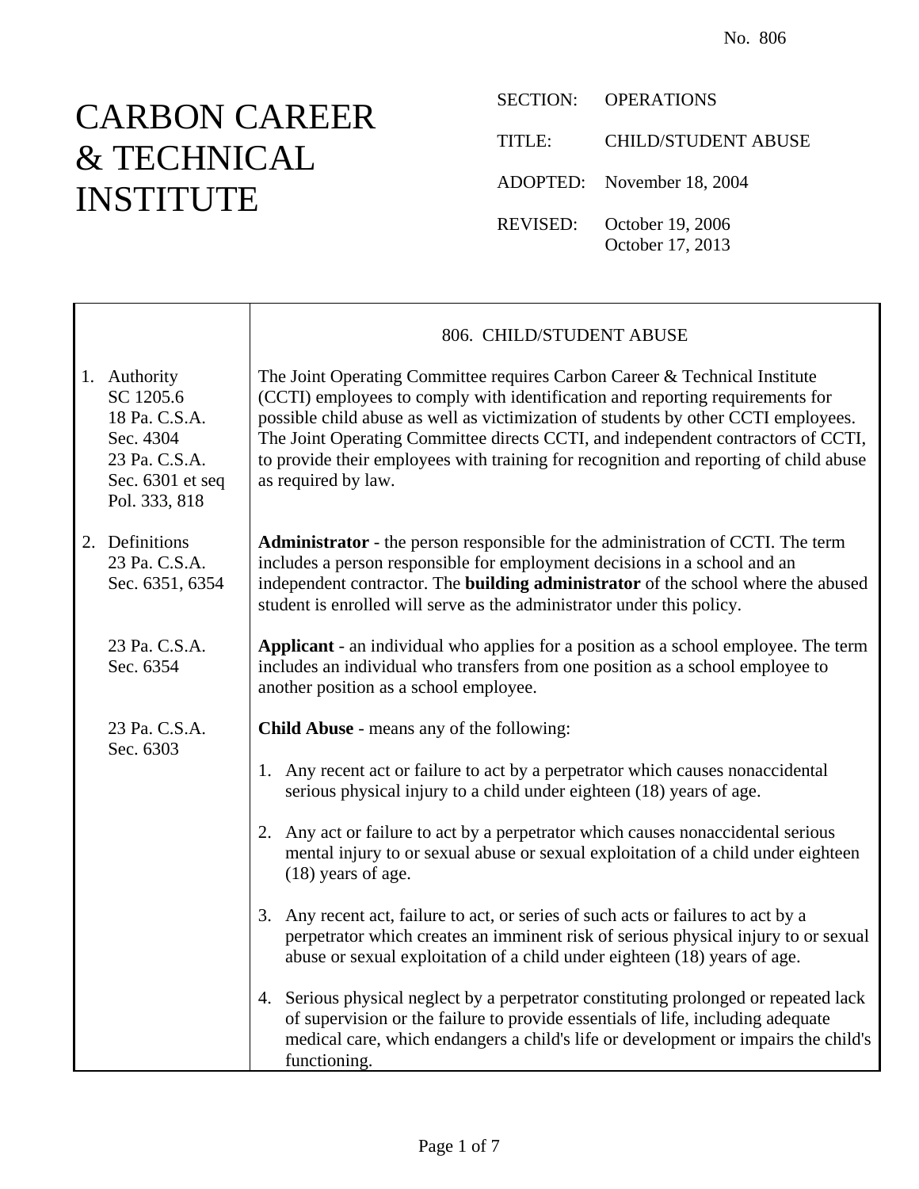No. 806

# CARBON CAREER & TECHNICAL INSTITUTE

SECTION: OPERATIONS

TITLE: CHILD/STUDENT ABUSE

ADOPTED: November 18, 2004

REVISED: October 19, 2006
October 17, 2013

## 806. CHILD/STUDENT ABUSE

**1. Authority**
SC 1205.6
18 Pa. C.S.A. Sec. 4304
23 Pa. C.S.A. Sec. 6301 et seq
Pol. 333, 818

The Joint Operating Committee requires Carbon Career & Technical Institute (CCTI) employees to comply with identification and reporting requirements for possible child abuse as well as victimization of students by other CCTI employees. The Joint Operating Committee directs CCTI, and independent contractors of CCTI, to provide their employees with training for recognition and reporting of child abuse as required by law.

**2. Definitions**
23 Pa. C.S.A. Sec. 6351, 6354

**Administrator** - the person responsible for the administration of CCTI. The term includes a person responsible for employment decisions in a school and an independent contractor. The **building administrator** of the school where the abused student is enrolled will serve as the administrator under this policy.

23 Pa. C.S.A. Sec. 6354

**Applicant** - an individual who applies for a position as a school employee. The term includes an individual who transfers from one position as a school employee to another position as a school employee.

23 Pa. C.S.A. Sec. 6303

**Child Abuse** - means any of the following:

1. Any recent act or failure to act by a perpetrator which causes nonaccidental serious physical injury to a child under eighteen (18) years of age.

2. Any act or failure to act by a perpetrator which causes nonaccidental serious mental injury to or sexual abuse or sexual exploitation of a child under eighteen (18) years of age.

3. Any recent act, failure to act, or series of such acts or failures to act by a perpetrator which creates an imminent risk of serious physical injury to or sexual abuse or sexual exploitation of a child under eighteen (18) years of age.

4. Serious physical neglect by a perpetrator constituting prolonged or repeated lack of supervision or the failure to provide essentials of life, including adequate medical care, which endangers a child's life or development or impairs the child's functioning.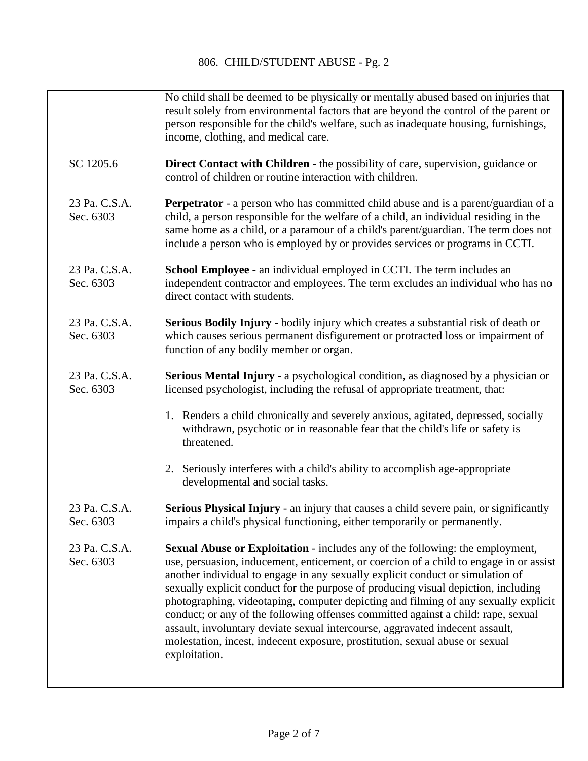| | |
|---|---|
| | No child shall be deemed to be physically or mentally abused based on injuries that result solely from environmental factors that are beyond the control of the parent or person responsible for the child's welfare, such as inadequate housing, furnishings, income, clothing, and medical care. |
| SC 1205.6 | **Direct Contact with Children** - the possibility of care, supervision, guidance or control of children or routine interaction with children. |
| 23 Pa. C.S.A. Sec. 6303 | **Perpetrator** - a person who has committed child abuse and is a parent/guardian of a child, a person responsible for the welfare of a child, an individual residing in the same home as a child, or a paramour of a child's parent/guardian. The term does not include a person who is employed by or provides services or programs in CCTI. |
| 23 Pa. C.S.A. Sec. 6303 | **School Employee** - an individual employed in CCTI. The term includes an independent contractor and employees. The term excludes an individual who has no direct contact with students. |
| 23 Pa. C.S.A. Sec. 6303 | **Serious Bodily Injury** - bodily injury which creates a substantial risk of death or which causes serious permanent disfigurement or protracted loss or impairment of function of any bodily member or organ. |
| 23 Pa. C.S.A. Sec. 6303 | **Serious Mental Injury** - a psychological condition, as diagnosed by a physician or licensed psychologist, including the refusal of appropriate treatment, that:<br><br>1. Renders a child chronically and severely anxious, agitated, depressed, socially withdrawn, psychotic or in reasonable fear that the child's life or safety is threatened.<br><br>2. Seriously interferes with a child's ability to accomplish age-appropriate developmental and social tasks. |
| 23 Pa. C.S.A. Sec. 6303 | **Serious Physical Injury** - an injury that causes a child severe pain, or significantly impairs a child's physical functioning, either temporarily or permanently. |
| 23 Pa. C.S.A. Sec. 6303 | **Sexual Abuse or Exploitation** - includes any of the following: the employment, use, persuasion, inducement, enticement, or coercion of a child to engage in or assist another individual to engage in any sexually explicit conduct or simulation of sexually explicit conduct for the purpose of producing visual depiction, including photographing, videotaping, computer depicting and filming of any sexually explicit conduct; or any of the following offenses committed against a child: rape, sexual assault, involuntary deviate sexual intercourse, aggravated indecent assault, molestation, incest, indecent exposure, prostitution, sexual abuse or sexual exploitation. |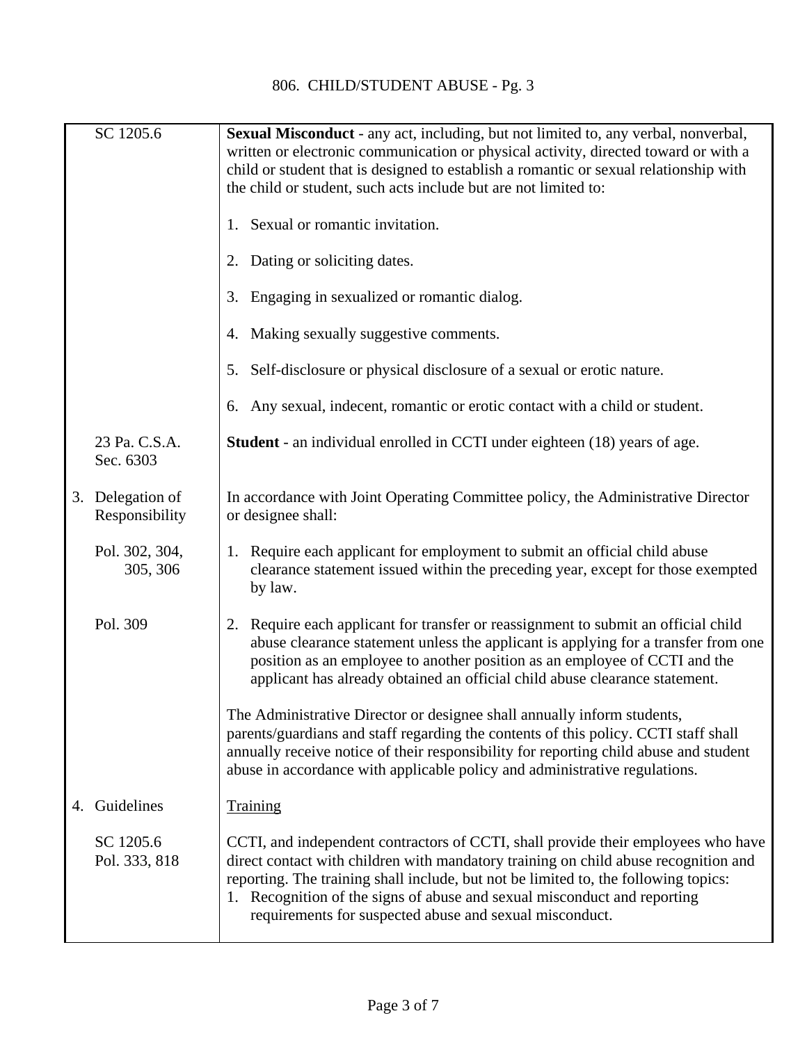| | |
|---|---|
| SC 1205.6 | **Sexual Misconduct** - any act, including, but not limited to, any verbal, nonverbal, written or electronic communication or physical activity, directed toward or with a child or student that is designed to establish a romantic or sexual relationship with the child or student, such acts include but are not limited to:<br><br>1. Sexual or romantic invitation.<br><br>2. Dating or soliciting dates.<br><br>3. Engaging in sexualized or romantic dialog.<br><br>4. Making sexually suggestive comments.<br><br>5. Self-disclosure or physical disclosure of a sexual or erotic nature.<br><br>6. Any sexual, indecent, romantic or erotic contact with a child or student. |
| 23 Pa. C.S.A. Sec. 6303 | **Student** - an individual enrolled in CCTI under eighteen (18) years of age. |
| 3. Delegation of Responsibility | In accordance with Joint Operating Committee policy, the Administrative Director or designee shall: |
| Pol. 302, 304, 305, 306 | 1. Require each applicant for employment to submit an official child abuse clearance statement issued within the preceding year, except for those exempted by law. |
| Pol. 309 | 2. Require each applicant for transfer or reassignment to submit an official child abuse clearance statement unless the applicant is applying for a transfer from one position as an employee to another position as an employee of CCTI and the applicant has already obtained an official child abuse clearance statement.<br><br>The Administrative Director or designee shall annually inform students, parents/guardians and staff regarding the contents of this policy. CCTI staff shall annually receive notice of their responsibility for reporting child abuse and student abuse in accordance with applicable policy and administrative regulations. |
| 4. Guidelines | <u>Training</u> |
| SC 1205.6<br>Pol. 333, 818 | CCTI, and independent contractors of CCTI, shall provide their employees who have direct contact with children with mandatory training on child abuse recognition and reporting. The training shall include, but not be limited to, the following topics:<br>1. Recognition of the signs of abuse and sexual misconduct and reporting requirements for suspected abuse and sexual misconduct. |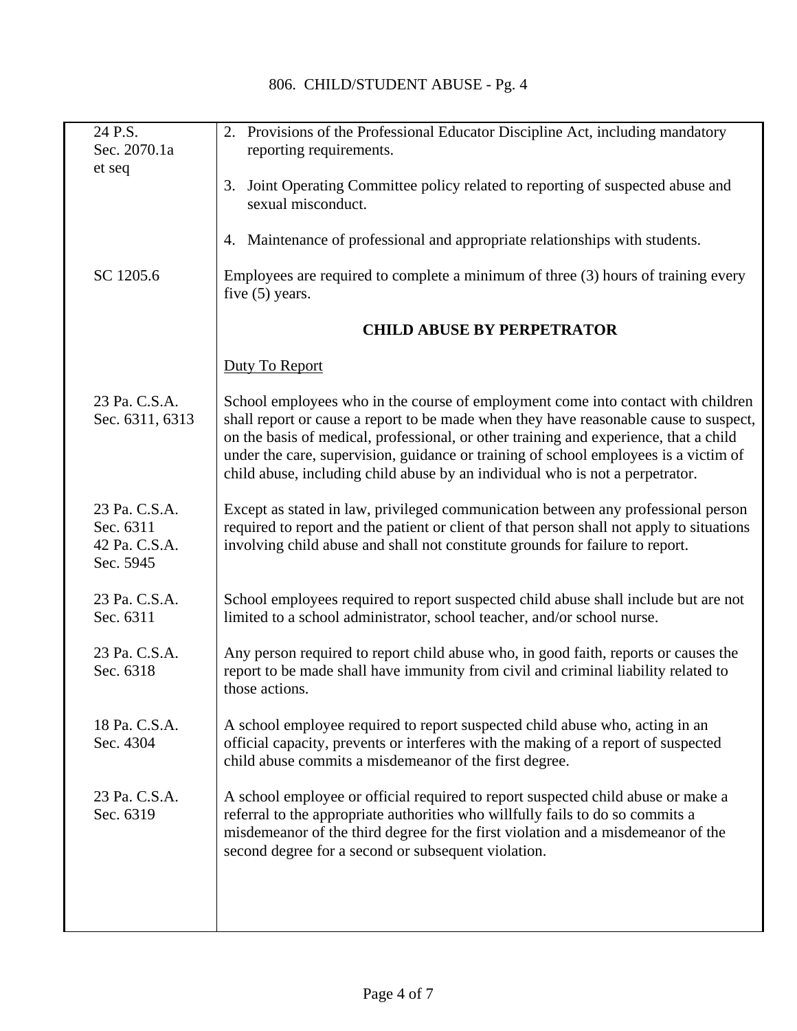| | |
|---|---|
| 24 P.S. Sec. 2070.1a et seq | 2. Provisions of the Professional Educator Discipline Act, including mandatory reporting requirements. |
| | 3. Joint Operating Committee policy related to reporting of suspected abuse and sexual misconduct. |
| | 4. Maintenance of professional and appropriate relationships with students. |
| SC 1205.6 | Employees are required to complete a minimum of three (3) hours of training every five (5) years. |
| | **CHILD ABUSE BY PERPETRATOR** |
| | <u>Duty To Report</u> |
| 23 Pa. C.S.A. Sec. 6311, 6313 | School employees who in the course of employment come into contact with children shall report or cause a report to be made when they have reasonable cause to suspect, on the basis of medical, professional, or other training and experience, that a child under the care, supervision, guidance or training of school employees is a victim of child abuse, including child abuse by an individual who is not a perpetrator. |
| 23 Pa. C.S.A. Sec. 6311<br>42 Pa. C.S.A. Sec. 5945 | Except as stated in law, privileged communication between any professional person required to report and the patient or client of that person shall not apply to situations involving child abuse and shall not constitute grounds for failure to report. |
| 23 Pa. C.S.A. Sec. 6311 | School employees required to report suspected child abuse shall include but are not limited to a school administrator, school teacher, and/or school nurse. |
| 23 Pa. C.S.A. Sec. 6318 | Any person required to report child abuse who, in good faith, reports or causes the report to be made shall have immunity from civil and criminal liability related to those actions. |
| 18 Pa. C.S.A. Sec. 4304 | A school employee required to report suspected child abuse who, acting in an official capacity, prevents or interferes with the making of a report of suspected child abuse commits a misdemeanor of the first degree. |
| 23 Pa. C.S.A. Sec. 6319 | A school employee or official required to report suspected child abuse or make a referral to the appropriate authorities who willfully fails to do so commits a misdemeanor of the third degree for the first violation and a misdemeanor of the second degree for a second or subsequent violation. |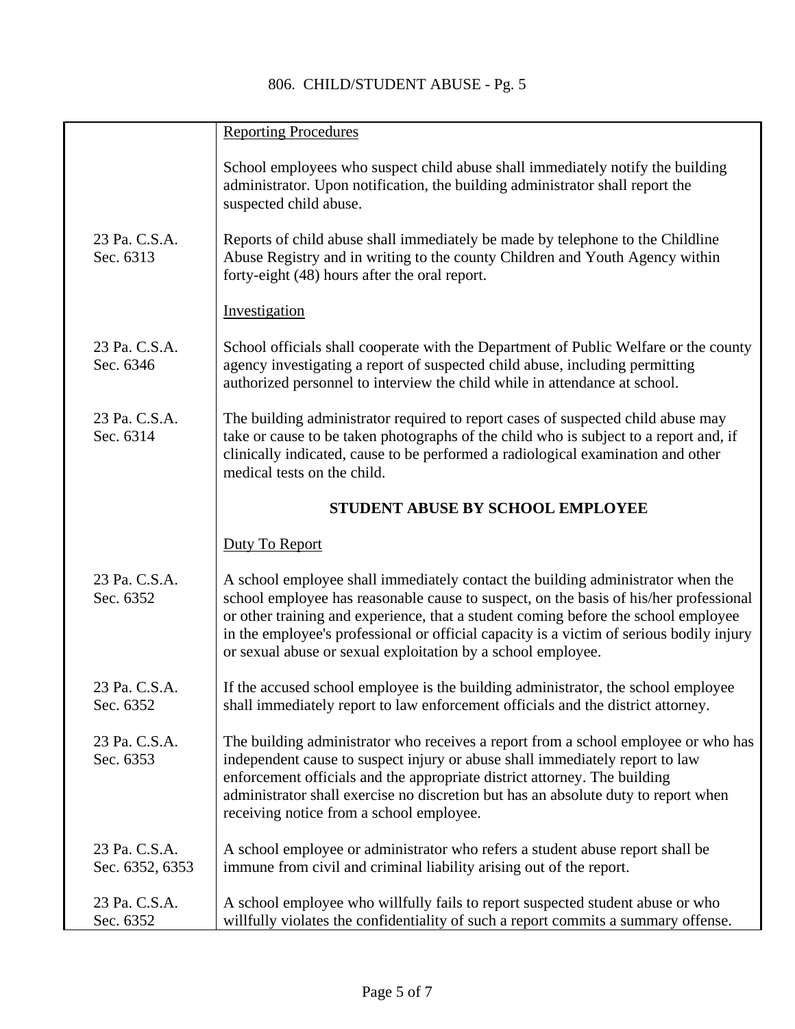| | |
|---|---|
| | Reporting Procedures |
| | School employees who suspect child abuse shall immediately notify the building administrator. Upon notification, the building administrator shall report the suspected child abuse. |
| 23 Pa. C.S.A. Sec. 6313 | Reports of child abuse shall immediately be made by telephone to the Childline Abuse Registry and in writing to the county Children and Youth Agency within forty-eight (48) hours after the oral report. |
| | Investigation |
| 23 Pa. C.S.A. Sec. 6346 | School officials shall cooperate with the Department of Public Welfare or the county agency investigating a report of suspected child abuse, including permitting authorized personnel to interview the child while in attendance at school. |
| 23 Pa. C.S.A. Sec. 6314 | The building administrator required to report cases of suspected child abuse may take or cause to be taken photographs of the child who is subject to a report and, if clinically indicated, cause to be performed a radiological examination and other medical tests on the child. |
| | **STUDENT ABUSE BY SCHOOL EMPLOYEE** |
| | Duty To Report |
| 23 Pa. C.S.A. Sec. 6352 | A school employee shall immediately contact the building administrator when the school employee has reasonable cause to suspect, on the basis of his/her professional or other training and experience, that a student coming before the school employee in the employee's professional or official capacity is a victim of serious bodily injury or sexual abuse or sexual exploitation by a school employee. |
| 23 Pa. C.S.A. Sec. 6352 | If the accused school employee is the building administrator, the school employee shall immediately report to law enforcement officials and the district attorney. |
| 23 Pa. C.S.A. Sec. 6353 | The building administrator who receives a report from a school employee or who has independent cause to suspect injury or abuse shall immediately report to law enforcement officials and the appropriate district attorney. The building administrator shall exercise no discretion but has an absolute duty to report when receiving notice from a school employee. |
| 23 Pa. C.S.A. Sec. 6352, 6353 | A school employee or administrator who refers a student abuse report shall be immune from civil and criminal liability arising out of the report. |
| 23 Pa. C.S.A. Sec. 6352 | A school employee who willfully fails to report suspected student abuse or who willfully violates the confidentiality of such a report commits a summary offense. |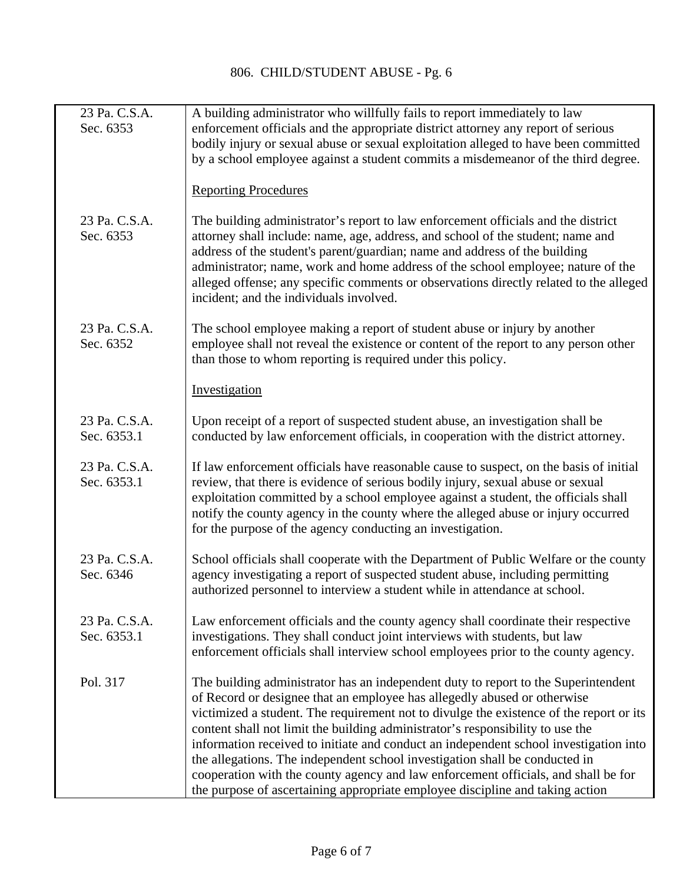| | |
|---|---|
| 23 Pa. C.S.A. Sec. 6353 | A building administrator who willfully fails to report immediately to law enforcement officials and the appropriate district attorney any report of serious bodily injury or sexual abuse or sexual exploitation alleged to have been committed by a school employee against a student commits a misdemeanor of the third degree. |
| | <u>Reporting Procedures</u> |
| 23 Pa. C.S.A. Sec. 6353 | The building administrator's report to law enforcement officials and the district attorney shall include: name, age, address, and school of the student; name and address of the student's parent/guardian; name and address of the building administrator; name, work and home address of the school employee; nature of the alleged offense; any specific comments or observations directly related to the alleged incident; and the individuals involved. |
| 23 Pa. C.S.A. Sec. 6352 | The school employee making a report of student abuse or injury by another employee shall not reveal the existence or content of the report to any person other than those to whom reporting is required under this policy. |
| | <u>Investigation</u> |
| 23 Pa. C.S.A. Sec. 6353.1 | Upon receipt of a report of suspected student abuse, an investigation shall be conducted by law enforcement officials, in cooperation with the district attorney. |
| 23 Pa. C.S.A. Sec. 6353.1 | If law enforcement officials have reasonable cause to suspect, on the basis of initial review, that there is evidence of serious bodily injury, sexual abuse or sexual exploitation committed by a school employee against a student, the officials shall notify the county agency in the county where the alleged abuse or injury occurred for the purpose of the agency conducting an investigation. |
| 23 Pa. C.S.A. Sec. 6346 | School officials shall cooperate with the Department of Public Welfare or the county agency investigating a report of suspected student abuse, including permitting authorized personnel to interview a student while in attendance at school. |
| 23 Pa. C.S.A. Sec. 6353.1 | Law enforcement officials and the county agency shall coordinate their respective investigations. They shall conduct joint interviews with students, but law enforcement officials shall interview school employees prior to the county agency. |
| Pol. 317 | The building administrator has an independent duty to report to the Superintendent of Record or designee that an employee has allegedly abused or otherwise victimized a student. The requirement not to divulge the existence of the report or its content shall not limit the building administrator's responsibility to use the information received to initiate and conduct an independent school investigation into the allegations. The independent school investigation shall be conducted in cooperation with the county agency and law enforcement officials, and shall be for the purpose of ascertaining appropriate employee discipline and taking action |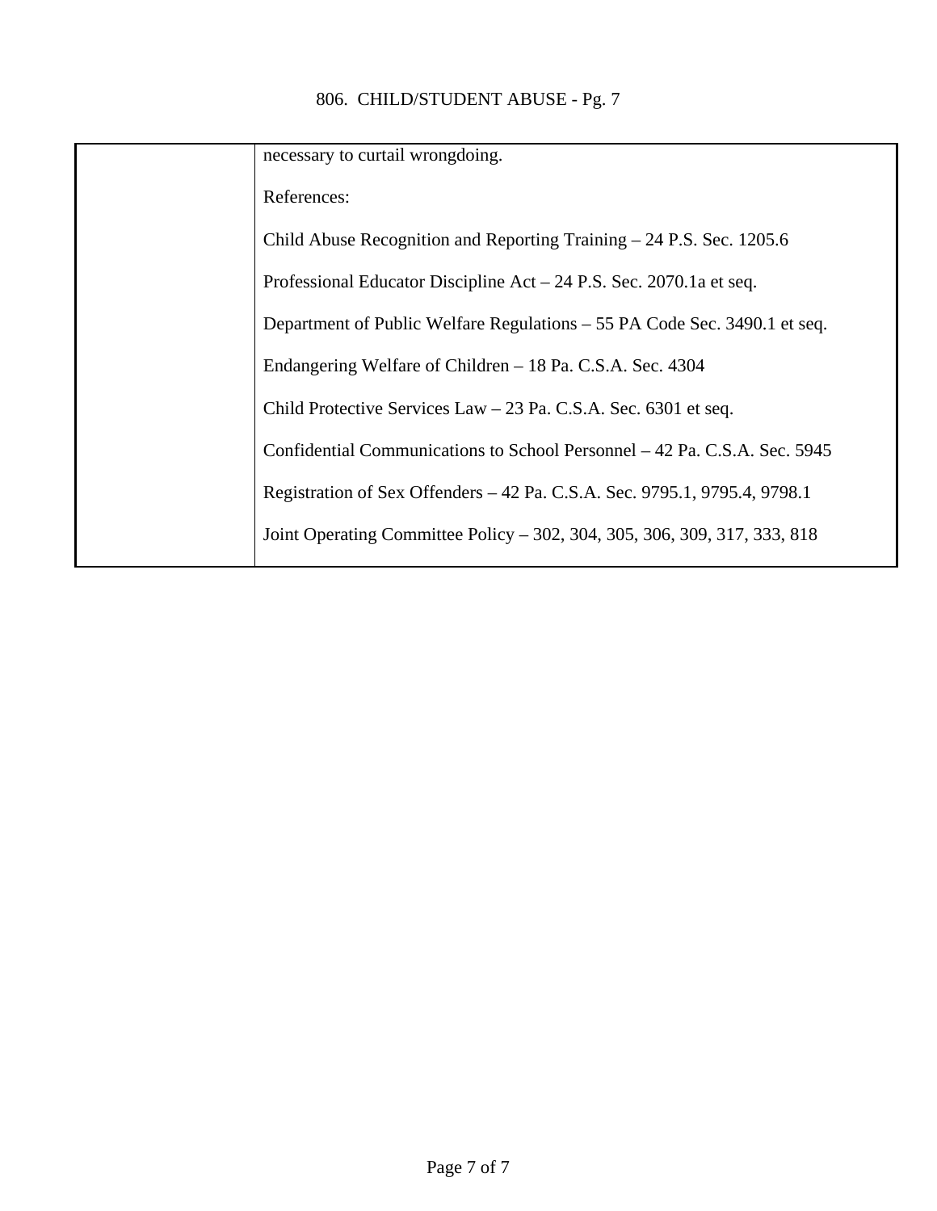necessary to curtail wrongdoing.

References:

Child Abuse Recognition and Reporting Training – 24 P.S. Sec. 1205.6

Professional Educator Discipline Act – 24 P.S. Sec. 2070.1a et seq.

Department of Public Welfare Regulations – 55 PA Code Sec. 3490.1 et seq.

Endangering Welfare of Children – 18 Pa. C.S.A. Sec. 4304

Child Protective Services Law – 23 Pa. C.S.A. Sec. 6301 et seq.

Confidential Communications to School Personnel – 42 Pa. C.S.A. Sec. 5945

Registration of Sex Offenders – 42 Pa. C.S.A. Sec. 9795.1, 9795.4, 9798.1

Joint Operating Committee Policy – 302, 304, 305, 306, 309, 317, 333, 818